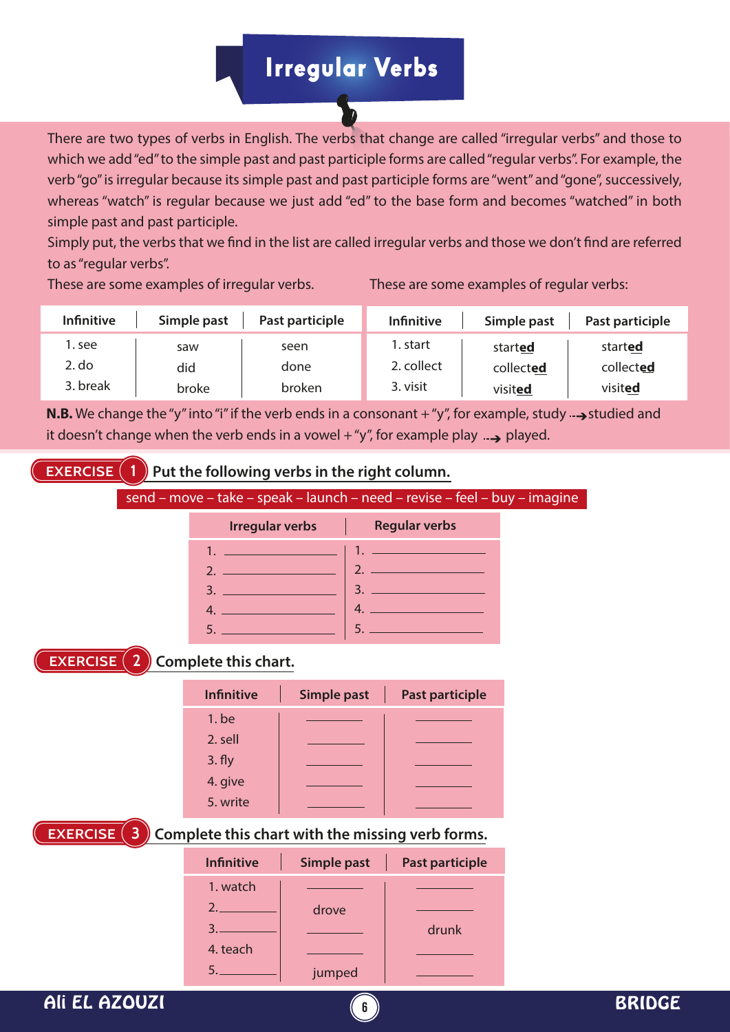# Irregular Verbs

There are two types of verbs in English. The verbs that change are called "irregular verbs" and those to which we add "ed" to the simple past and past participle forms are called "regular verbs". For example, the verb "go" is irregular because its simple past and past participle forms are "went" and "gone", successively, whereas "watch" is regular because we just add "ed" to the base form and becomes "watched" in both simple past and past participle.

Simply put, the verbs that we find in the list are called irregular verbs and those we don't find are referred to as "regular verbs".

These are some examples of irregular verbs.

| Infinitive | Simple past | Past participle |
|---|---|---|
| 1. see | saw | seen |
| 2. do | did | done |
| 3. break | broke | broken |

These are some examples of regular verbs:

| Infinitive | Simple past | Past participle |
|---|---|---|
| 1. start | start**ed** | start**ed** |
| 2. collect | collect**ed** | collect**ed** |
| 3. visit | visit**ed** | visit**ed** |

**N.B.** We change the "y" into "i" if the verb ends in a consonant + "y", for example, study → studied and it doesn't change when the verb ends in a vowel + "y", for example play → played.

## EXERCISE 1 Put the following verbs in the right column.

send – move – take – speak – launch – need – revise – feel – buy – imagine

| Irregular verbs | Regular verbs |
|---|---|
| 1. ________ | 1. ________ |
| 2. ________ | 2. ________ |
| 3. ________ | 3. ________ |
| 4. ________ | 4. ________ |
| 5. ________ | 5. ________ |

## EXERCISE 2 Complete this chart.

| Infinitive | Simple past | Past participle |
|---|---|---|
| 1. be | ________ | ________ |
| 2. sell | ________ | ________ |
| 3. fly | ________ | ________ |
| 4. give | ________ | ________ |
| 5. write | ________ | ________ |

## EXERCISE 3 Complete this chart with the missing verb forms.

| Infinitive | Simple past | Past participle |
|---|---|---|
| 1. watch | ________ | ________ |
| 2. ________ | drove | ________ |
| 3. ________ | ________ | drunk |
| 4. teach | ________ | ________ |
| 5. ________ | jumped | ________ |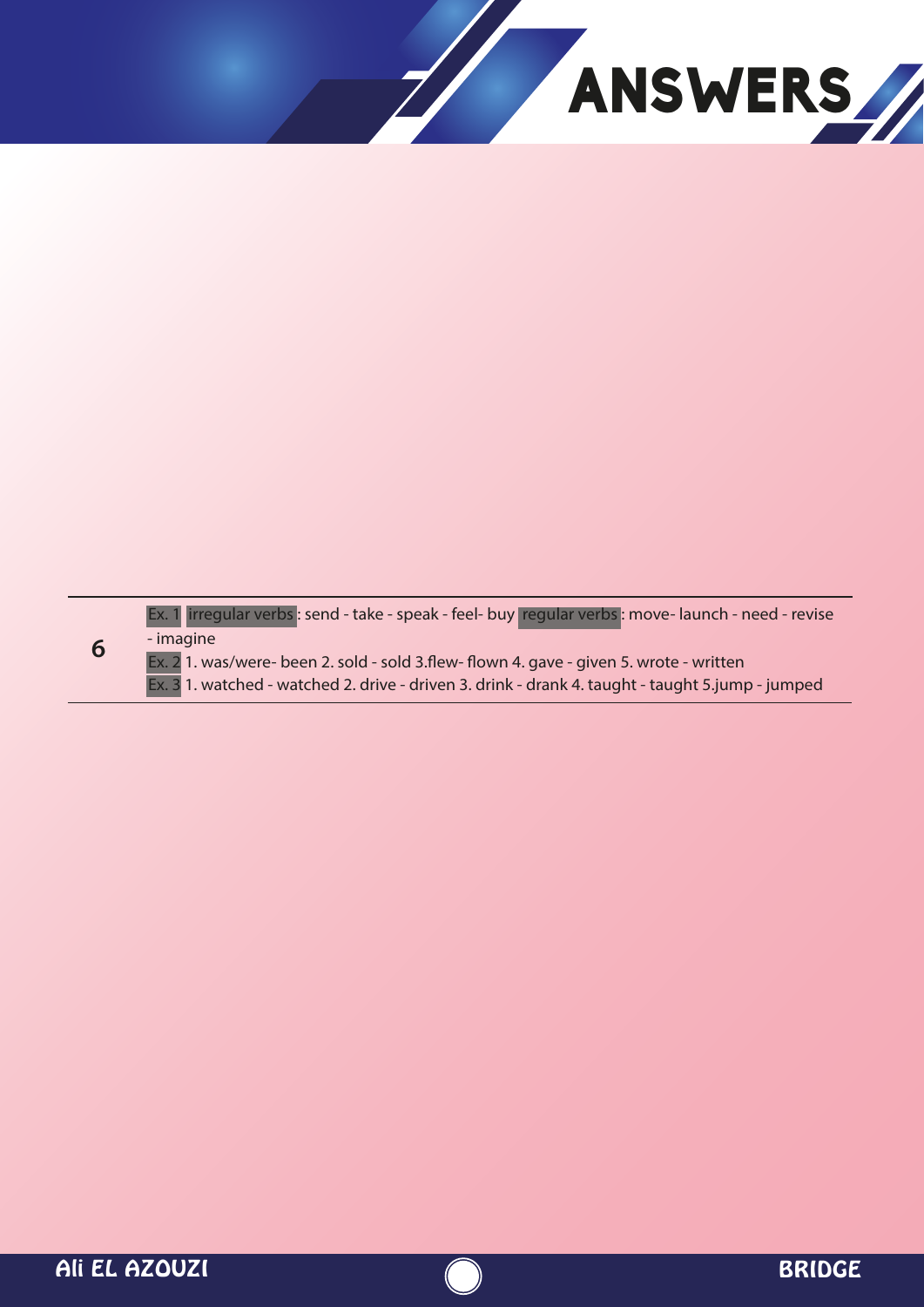# ANSWERS

| | |
|---|---|
| 6 | Ex. 1 irregular verbs : send - take - speak - feel- buy regular verbs : move- launch - need - revise - imagine<br>Ex. 2 1. was/were- been 2. sold - sold 3.flew- flown 4. gave - given 5. wrote - written<br>Ex. 3 1. watched - watched 2. drive - driven 3. drink - drank 4. taught - taught 5.jump - jumped |